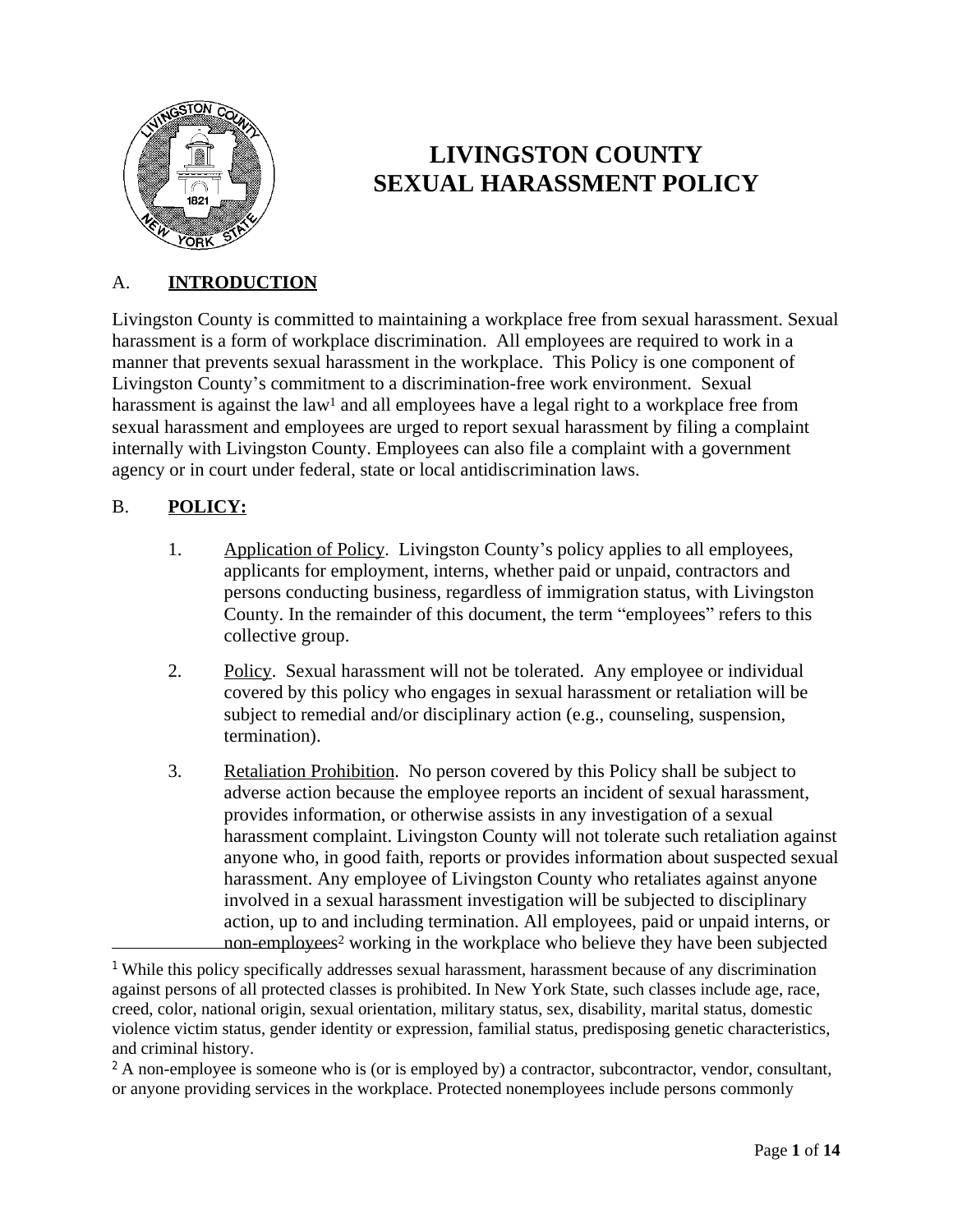# LIVINGSTON COUNTY SEXUAL HARASSMENT POLICY

## A. INTRODUCTION

Livingston County is committed to maintaining a workplace free from sexual harassment. Sexual harassment is a form of workplace discrimination. All employees are required to work in a manner that prevents sexual harassment in the workplace. This Policy is one component of Livingston County's commitment to a discrimination-free work environment. Sexual harassment is against the law[1] and all employees have a legal right to a workplace free from sexual harassment and employees are urged to report sexual harassment by filing a complaint internally with Livingston County. Employees can also file a complaint with a government agency or in court under federal, state or local antidiscrimination laws.

## B. POLICY:

1. Application of Policy. Livingston County's policy applies to all employees, applicants for employment, interns, whether paid or unpaid, contractors and persons conducting business, regardless of immigration status, with Livingston County. In the remainder of this document, the term "employees" refers to this collective group.

2. Policy. Sexual harassment will not be tolerated. Any employee or individual covered by this policy who engages in sexual harassment or retaliation will be subject to remedial and/or disciplinary action (e.g., counseling, suspension, termination).

3. Retaliation Prohibition. No person covered by this Policy shall be subject to adverse action because the employee reports an incident of sexual harassment, provides information, or otherwise assists in any investigation of a sexual harassment complaint. Livingston County will not tolerate such retaliation against anyone who, in good faith, reports or provides information about suspected sexual harassment. Any employee of Livingston County who retaliates against anyone involved in a sexual harassment investigation will be subjected to disciplinary action, up to and including termination. All employees, paid or unpaid interns, or non-employees[2] working in the workplace who believe they have been subjected

---

[1] While this policy specifically addresses sexual harassment, harassment because of any discrimination against persons of all protected classes is prohibited. In New York State, such classes include age, race, creed, color, national origin, sexual orientation, military status, sex, disability, marital status, domestic violence victim status, gender identity or expression, familial status, predisposing genetic characteristics, and criminal history.

[2] A non-employee is someone who is (or is employed by) a contractor, subcontractor, vendor, consultant, or anyone providing services in the workplace. Protected nonemployees include persons commonly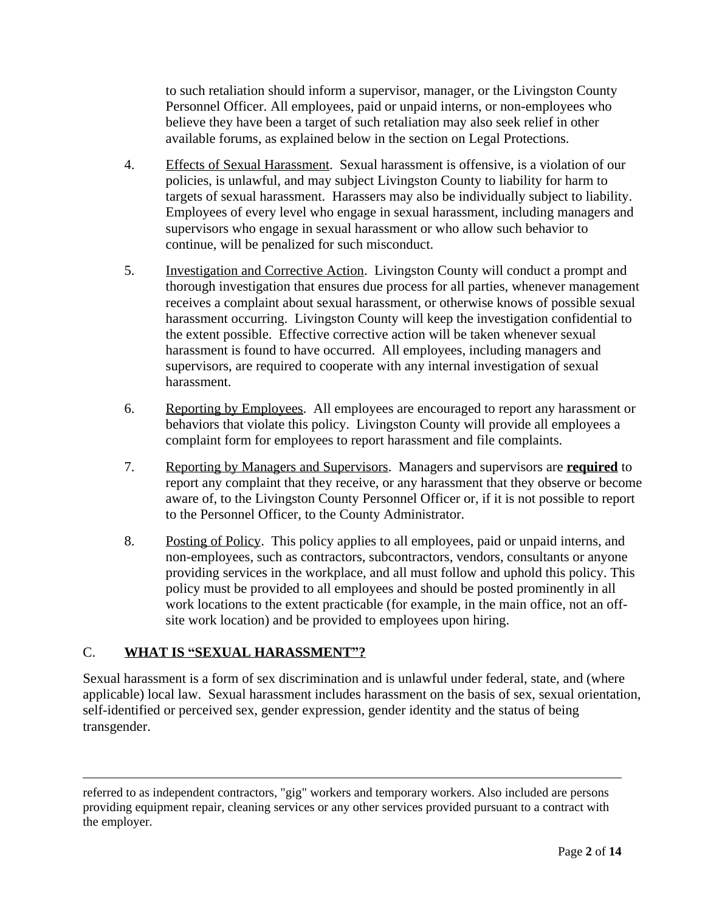to such retaliation should inform a supervisor, manager, or the Livingston County Personnel Officer. All employees, paid or unpaid interns, or non-employees who believe they have been a target of such retaliation may also seek relief in other available forums, as explained below in the section on Legal Protections.

4. Effects of Sexual Harassment. Sexual harassment is offensive, is a violation of our policies, is unlawful, and may subject Livingston County to liability for harm to targets of sexual harassment. Harassers may also be individually subject to liability. Employees of every level who engage in sexual harassment, including managers and supervisors who engage in sexual harassment or who allow such behavior to continue, will be penalized for such misconduct.

5. Investigation and Corrective Action. Livingston County will conduct a prompt and thorough investigation that ensures due process for all parties, whenever management receives a complaint about sexual harassment, or otherwise knows of possible sexual harassment occurring. Livingston County will keep the investigation confidential to the extent possible. Effective corrective action will be taken whenever sexual harassment is found to have occurred. All employees, including managers and supervisors, are required to cooperate with any internal investigation of sexual harassment.

6. Reporting by Employees. All employees are encouraged to report any harassment or behaviors that violate this policy. Livingston County will provide all employees a complaint form for employees to report harassment and file complaints.

7. Reporting by Managers and Supervisors. Managers and supervisors are **required** to report any complaint that they receive, or any harassment that they observe or become aware of, to the Livingston County Personnel Officer or, if it is not possible to report to the Personnel Officer, to the County Administrator.

8. Posting of Policy. This policy applies to all employees, paid or unpaid interns, and non-employees, such as contractors, subcontractors, vendors, consultants or anyone providing services in the workplace, and all must follow and uphold this policy. This policy must be provided to all employees and should be posted prominently in all work locations to the extent practicable (for example, in the main office, not an off-site work location) and be provided to employees upon hiring.

## C. WHAT IS "SEXUAL HARASSMENT"?

Sexual harassment is a form of sex discrimination and is unlawful under federal, state, and (where applicable) local law. Sexual harassment includes harassment on the basis of sex, sexual orientation, self-identified or perceived sex, gender expression, gender identity and the status of being transgender.

---

referred to as independent contractors, "gig" workers and temporary workers. Also included are persons providing equipment repair, cleaning services or any other services provided pursuant to a contract with the employer.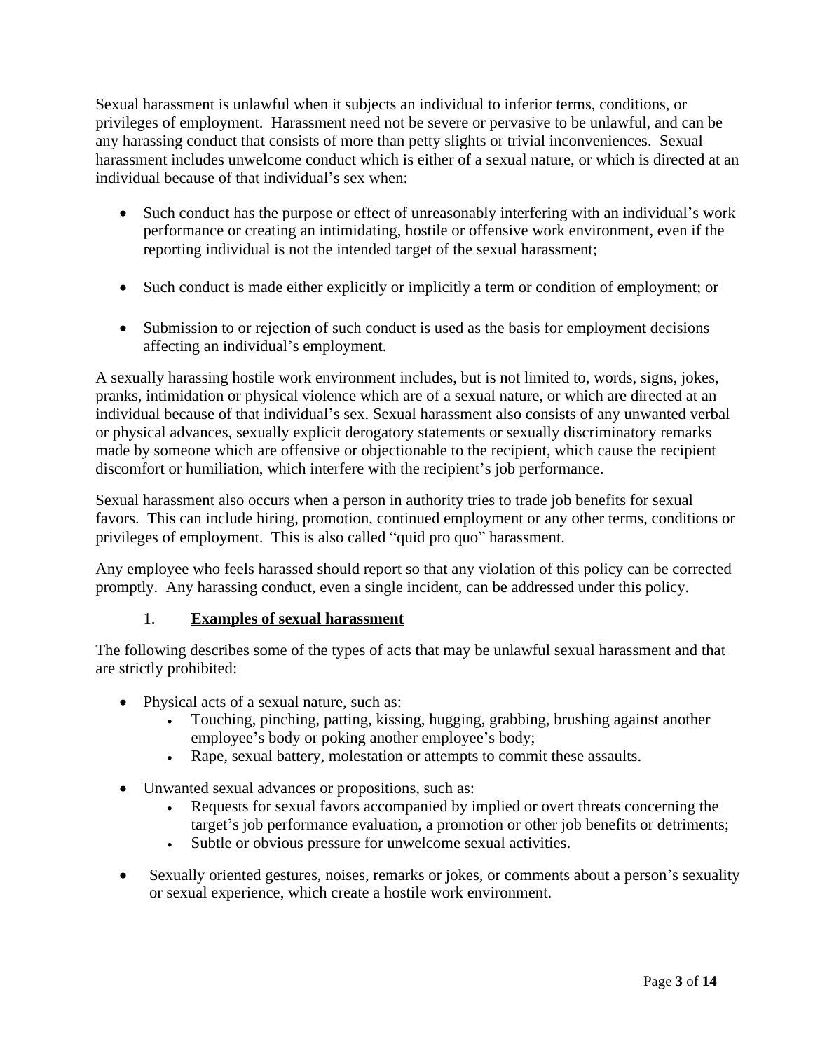Sexual harassment is unlawful when it subjects an individual to inferior terms, conditions, or privileges of employment. Harassment need not be severe or pervasive to be unlawful, and can be any harassing conduct that consists of more than petty slights or trivial inconveniences. Sexual harassment includes unwelcome conduct which is either of a sexual nature, or which is directed at an individual because of that individual's sex when:

- Such conduct has the purpose or effect of unreasonably interfering with an individual's work performance or creating an intimidating, hostile or offensive work environment, even if the reporting individual is not the intended target of the sexual harassment;
- Such conduct is made either explicitly or implicitly a term or condition of employment; or
- Submission to or rejection of such conduct is used as the basis for employment decisions affecting an individual's employment.

A sexually harassing hostile work environment includes, but is not limited to, words, signs, jokes, pranks, intimidation or physical violence which are of a sexual nature, or which are directed at an individual because of that individual's sex. Sexual harassment also consists of any unwanted verbal or physical advances, sexually explicit derogatory statements or sexually discriminatory remarks made by someone which are offensive or objectionable to the recipient, which cause the recipient discomfort or humiliation, which interfere with the recipient's job performance.

Sexual harassment also occurs when a person in authority tries to trade job benefits for sexual favors. This can include hiring, promotion, continued employment or any other terms, conditions or privileges of employment. This is also called "quid pro quo" harassment.

Any employee who feels harassed should report so that any violation of this policy can be corrected promptly. Any harassing conduct, even a single incident, can be addressed under this policy.

### 1. **Examples of sexual harassment**

The following describes some of the types of acts that may be unlawful sexual harassment and that are strictly prohibited:

- Physical acts of a sexual nature, such as:
  - Touching, pinching, patting, kissing, hugging, grabbing, brushing against another employee's body or poking another employee's body;
  - Rape, sexual battery, molestation or attempts to commit these assaults.
- Unwanted sexual advances or propositions, such as:
  - Requests for sexual favors accompanied by implied or overt threats concerning the target's job performance evaluation, a promotion or other job benefits or detriments;
  - Subtle or obvious pressure for unwelcome sexual activities.
- Sexually oriented gestures, noises, remarks or jokes, or comments about a person's sexuality or sexual experience, which create a hostile work environment.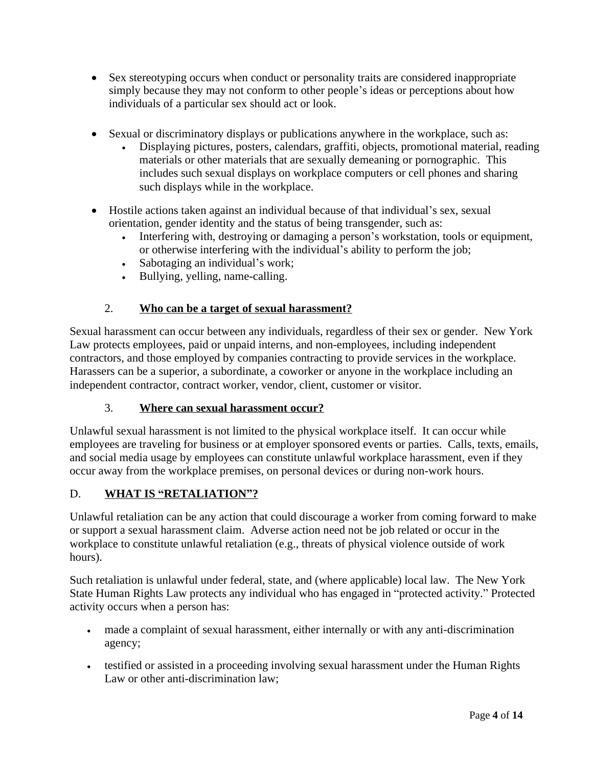- Sex stereotyping occurs when conduct or personality traits are considered inappropriate simply because they may not conform to other people's ideas or perceptions about how individuals of a particular sex should act or look.

- Sexual or discriminatory displays or publications anywhere in the workplace, such as:
  - Displaying pictures, posters, calendars, graffiti, objects, promotional material, reading materials or other materials that are sexually demeaning or pornographic. This includes such sexual displays on workplace computers or cell phones and sharing such displays while in the workplace.

- Hostile actions taken against an individual because of that individual's sex, sexual orientation, gender identity and the status of being transgender, such as:
  - Interfering with, destroying or damaging a person's workstation, tools or equipment, or otherwise interfering with the individual's ability to perform the job;
  - Sabotaging an individual's work;
  - Bullying, yelling, name-calling.

### 2. **<u>Who can be a target of sexual harassment?</u>**

Sexual harassment can occur between any individuals, regardless of their sex or gender. New York Law protects employees, paid or unpaid interns, and non-employees, including independent contractors, and those employed by companies contracting to provide services in the workplace. Harassers can be a superior, a subordinate, a coworker or anyone in the workplace including an independent contractor, contract worker, vendor, client, customer or visitor.

### 3. **<u>Where can sexual harassment occur?</u>**

Unlawful sexual harassment is not limited to the physical workplace itself. It can occur while employees are traveling for business or at employer sponsored events or parties. Calls, texts, emails, and social media usage by employees can constitute unlawful workplace harassment, even if they occur away from the workplace premises, on personal devices or during non-work hours.

## D. **<u>WHAT IS "RETALIATION"?</u>**

Unlawful retaliation can be any action that could discourage a worker from coming forward to make or support a sexual harassment claim. Adverse action need not be job related or occur in the workplace to constitute unlawful retaliation (e.g., threats of physical violence outside of work hours).

Such retaliation is unlawful under federal, state, and (where applicable) local law. The New York State Human Rights Law protects any individual who has engaged in "protected activity." Protected activity occurs when a person has:

- made a complaint of sexual harassment, either internally or with any anti-discrimination agency;

- testified or assisted in a proceeding involving sexual harassment under the Human Rights Law or other anti-discrimination law;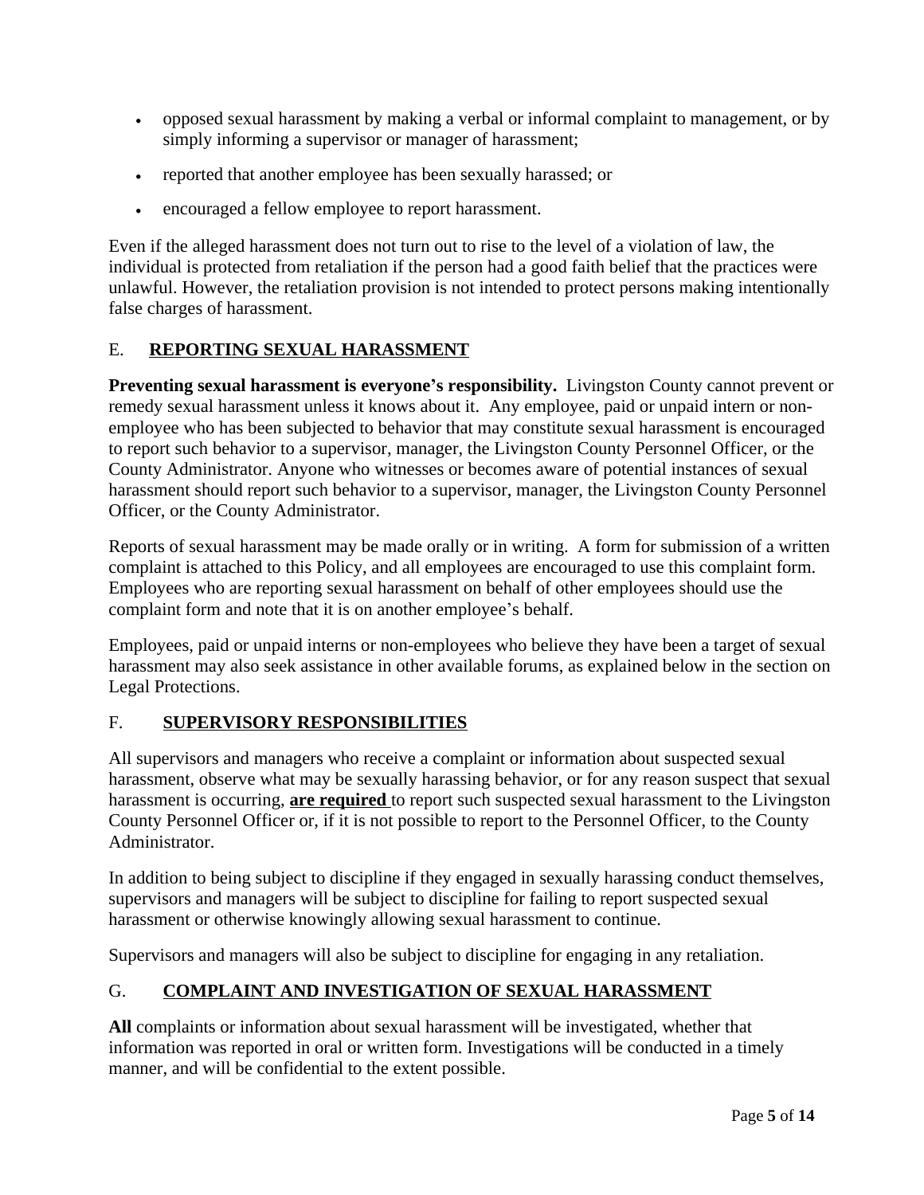- opposed sexual harassment by making a verbal or informal complaint to management, or by simply informing a supervisor or manager of harassment;
- reported that another employee has been sexually harassed; or
- encouraged a fellow employee to report harassment.

Even if the alleged harassment does not turn out to rise to the level of a violation of law, the individual is protected from retaliation if the person had a good faith belief that the practices were unlawful. However, the retaliation provision is not intended to protect persons making intentionally false charges of harassment.

## E. REPORTING SEXUAL HARASSMENT

**Preventing sexual harassment is everyone's responsibility.** Livingston County cannot prevent or remedy sexual harassment unless it knows about it. Any employee, paid or unpaid intern or non-employee who has been subjected to behavior that may constitute sexual harassment is encouraged to report such behavior to a supervisor, manager, the Livingston County Personnel Officer, or the County Administrator. Anyone who witnesses or becomes aware of potential instances of sexual harassment should report such behavior to a supervisor, manager, the Livingston County Personnel Officer, or the County Administrator.

Reports of sexual harassment may be made orally or in writing. A form for submission of a written complaint is attached to this Policy, and all employees are encouraged to use this complaint form. Employees who are reporting sexual harassment on behalf of other employees should use the complaint form and note that it is on another employee's behalf.

Employees, paid or unpaid interns or non-employees who believe they have been a target of sexual harassment may also seek assistance in other available forums, as explained below in the section on Legal Protections.

## F. SUPERVISORY RESPONSIBILITIES

All supervisors and managers who receive a complaint or information about suspected sexual harassment, observe what may be sexually harassing behavior, or for any reason suspect that sexual harassment is occurring, **are required** to report such suspected sexual harassment to the Livingston County Personnel Officer or, if it is not possible to report to the Personnel Officer, to the County Administrator.

In addition to being subject to discipline if they engaged in sexually harassing conduct themselves, supervisors and managers will be subject to discipline for failing to report suspected sexual harassment or otherwise knowingly allowing sexual harassment to continue.

Supervisors and managers will also be subject to discipline for engaging in any retaliation.

## G. COMPLAINT AND INVESTIGATION OF SEXUAL HARASSMENT

**All** complaints or information about sexual harassment will be investigated, whether that information was reported in oral or written form. Investigations will be conducted in a timely manner, and will be confidential to the extent possible.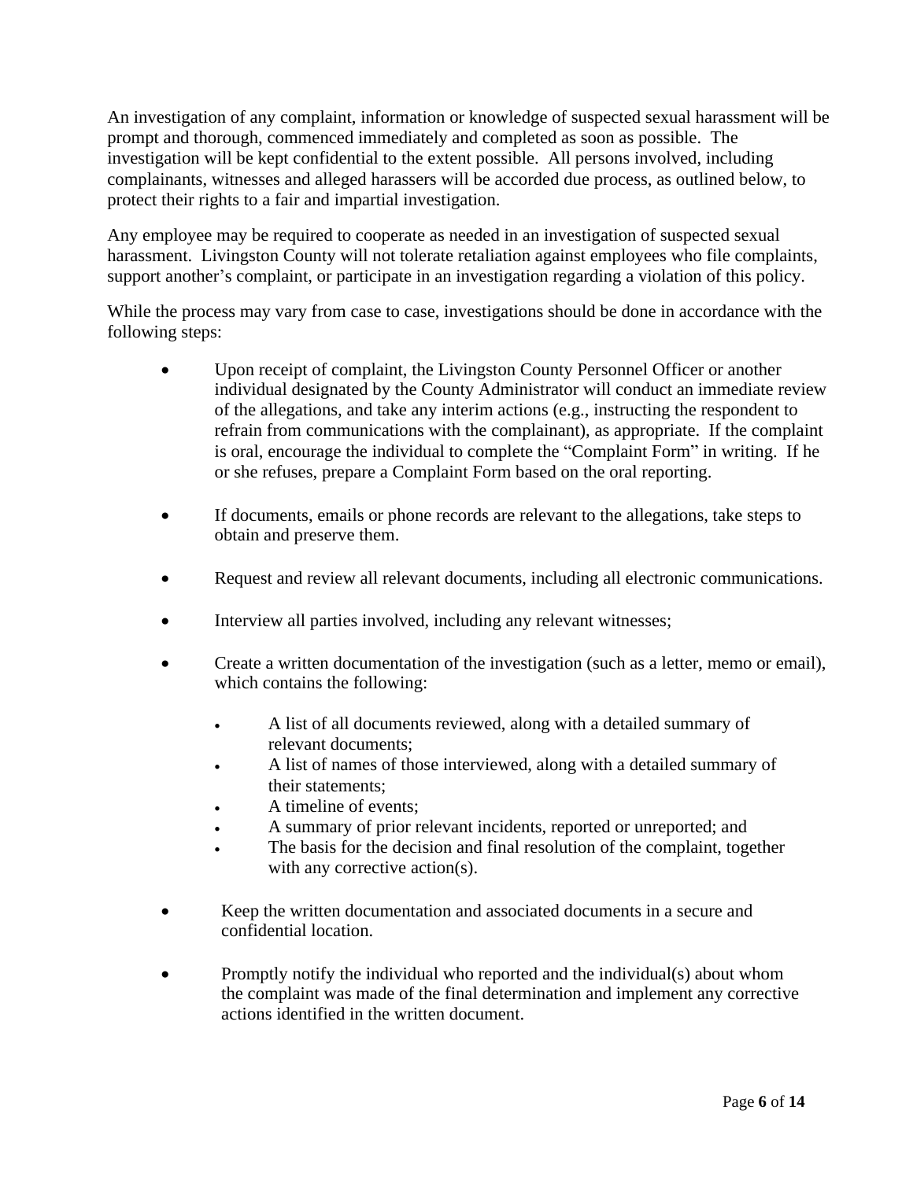An investigation of any complaint, information or knowledge of suspected sexual harassment will be prompt and thorough, commenced immediately and completed as soon as possible. The investigation will be kept confidential to the extent possible. All persons involved, including complainants, witnesses and alleged harassers will be accorded due process, as outlined below, to protect their rights to a fair and impartial investigation.

Any employee may be required to cooperate as needed in an investigation of suspected sexual harassment. Livingston County will not tolerate retaliation against employees who file complaints, support another's complaint, or participate in an investigation regarding a violation of this policy.

While the process may vary from case to case, investigations should be done in accordance with the following steps:

- Upon receipt of complaint, the Livingston County Personnel Officer or another individual designated by the County Administrator will conduct an immediate review of the allegations, and take any interim actions (e.g., instructing the respondent to refrain from communications with the complainant), as appropriate. If the complaint is oral, encourage the individual to complete the "Complaint Form" in writing. If he or she refuses, prepare a Complaint Form based on the oral reporting.

- If documents, emails or phone records are relevant to the allegations, take steps to obtain and preserve them.

- Request and review all relevant documents, including all electronic communications.

- Interview all parties involved, including any relevant witnesses;

- Create a written documentation of the investigation (such as a letter, memo or email), which contains the following:

  - A list of all documents reviewed, along with a detailed summary of relevant documents;
  - A list of names of those interviewed, along with a detailed summary of their statements;
  - A timeline of events;
  - A summary of prior relevant incidents, reported or unreported; and
  - The basis for the decision and final resolution of the complaint, together with any corrective action(s).

- Keep the written documentation and associated documents in a secure and confidential location.

- Promptly notify the individual who reported and the individual(s) about whom the complaint was made of the final determination and implement any corrective actions identified in the written document.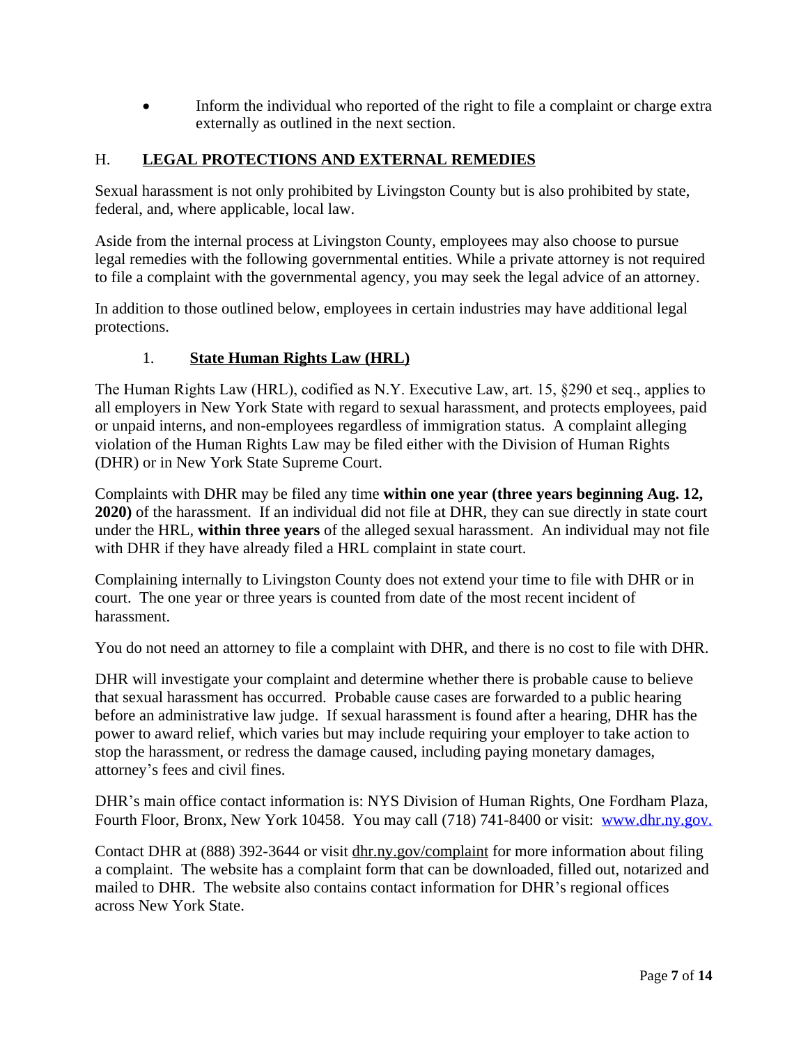- Inform the individual who reported of the right to file a complaint or charge extra externally as outlined in the next section.

## H. LEGAL PROTECTIONS AND EXTERNAL REMEDIES

Sexual harassment is not only prohibited by Livingston County but is also prohibited by state, federal, and, where applicable, local law.

Aside from the internal process at Livingston County, employees may also choose to pursue legal remedies with the following governmental entities. While a private attorney is not required to file a complaint with the governmental agency, you may seek the legal advice of an attorney.

In addition to those outlined below, employees in certain industries may have additional legal protections.

### 1. State Human Rights Law (HRL)

The Human Rights Law (HRL), codified as N.Y. Executive Law, art. 15, §290 et seq., applies to all employers in New York State with regard to sexual harassment, and protects employees, paid or unpaid interns, and non-employees regardless of immigration status. A complaint alleging violation of the Human Rights Law may be filed either with the Division of Human Rights (DHR) or in New York State Supreme Court.

Complaints with DHR may be filed any time **within one year (three years beginning Aug. 12, 2020)** of the harassment. If an individual did not file at DHR, they can sue directly in state court under the HRL, **within three years** of the alleged sexual harassment. An individual may not file with DHR if they have already filed a HRL complaint in state court.

Complaining internally to Livingston County does not extend your time to file with DHR or in court. The one year or three years is counted from date of the most recent incident of harassment.

You do not need an attorney to file a complaint with DHR, and there is no cost to file with DHR.

DHR will investigate your complaint and determine whether there is probable cause to believe that sexual harassment has occurred. Probable cause cases are forwarded to a public hearing before an administrative law judge. If sexual harassment is found after a hearing, DHR has the power to award relief, which varies but may include requiring your employer to take action to stop the harassment, or redress the damage caused, including paying monetary damages, attorney's fees and civil fines.

DHR's main office contact information is: NYS Division of Human Rights, One Fordham Plaza, Fourth Floor, Bronx, New York 10458. You may call (718) 741-8400 or visit: www.dhr.ny.gov.

Contact DHR at (888) 392-3644 or visit dhr.ny.gov/complaint for more information about filing a complaint. The website has a complaint form that can be downloaded, filled out, notarized and mailed to DHR. The website also contains contact information for DHR's regional offices across New York State.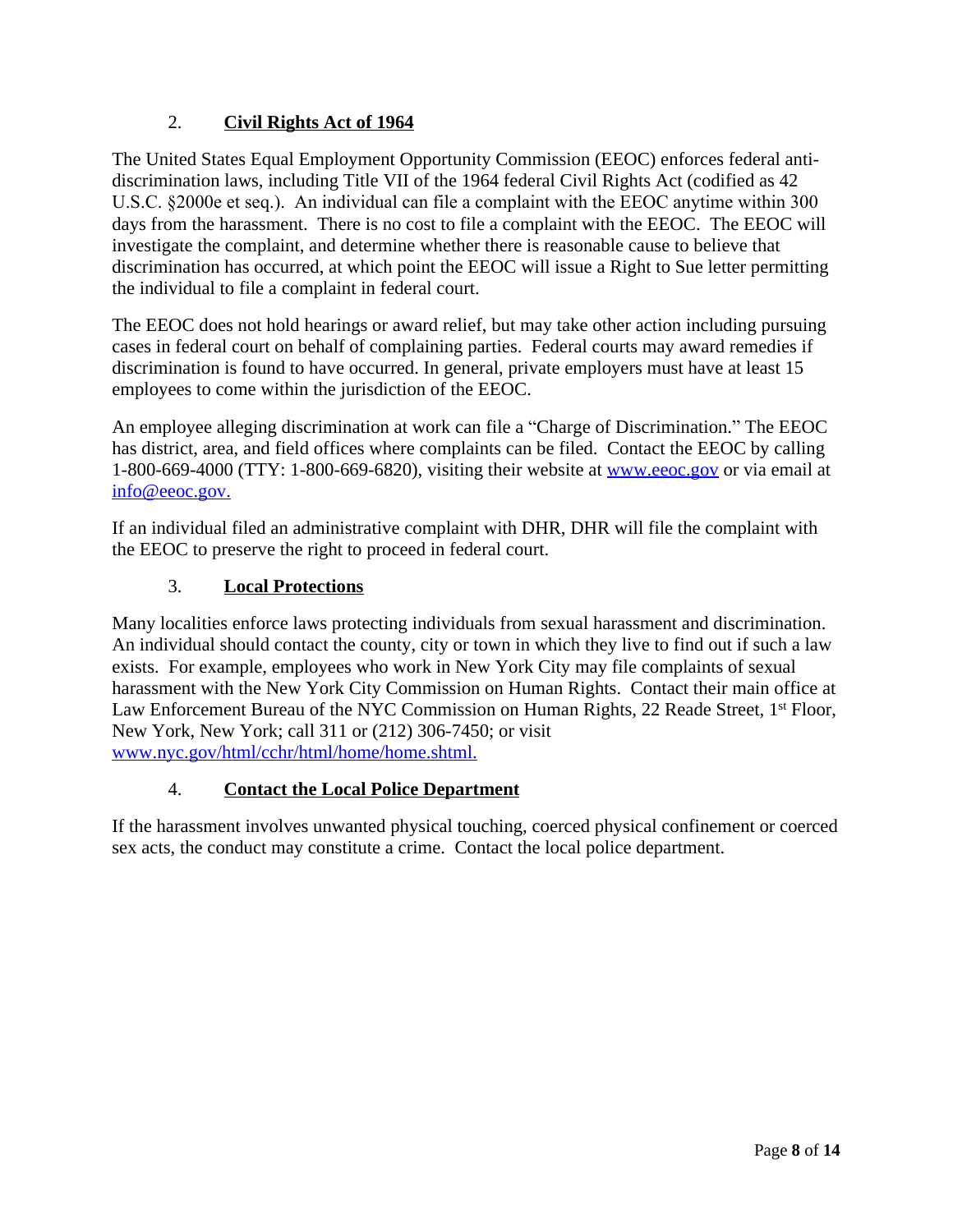### 2. **Civil Rights Act of 1964**

The United States Equal Employment Opportunity Commission (EEOC) enforces federal anti-discrimination laws, including Title VII of the 1964 federal Civil Rights Act (codified as 42 U.S.C. §2000e et seq.). An individual can file a complaint with the EEOC anytime within 300 days from the harassment. There is no cost to file a complaint with the EEOC. The EEOC will investigate the complaint, and determine whether there is reasonable cause to believe that discrimination has occurred, at which point the EEOC will issue a Right to Sue letter permitting the individual to file a complaint in federal court.

The EEOC does not hold hearings or award relief, but may take other action including pursuing cases in federal court on behalf of complaining parties. Federal courts may award remedies if discrimination is found to have occurred. In general, private employers must have at least 15 employees to come within the jurisdiction of the EEOC.

An employee alleging discrimination at work can file a "Charge of Discrimination." The EEOC has district, area, and field offices where complaints can be filed. Contact the EEOC by calling 1-800-669-4000 (TTY: 1-800-669-6820), visiting their website at www.eeoc.gov or via email at info@eeoc.gov.

If an individual filed an administrative complaint with DHR, DHR will file the complaint with the EEOC to preserve the right to proceed in federal court.

### 3. **Local Protections**

Many localities enforce laws protecting individuals from sexual harassment and discrimination. An individual should contact the county, city or town in which they live to find out if such a law exists. For example, employees who work in New York City may file complaints of sexual harassment with the New York City Commission on Human Rights. Contact their main office at Law Enforcement Bureau of the NYC Commission on Human Rights, 22 Reade Street, 1st Floor, New York, New York; call 311 or (212) 306-7450; or visit www.nyc.gov/html/cchr/html/home/home.shtml.

### 4. **Contact the Local Police Department**

If the harassment involves unwanted physical touching, coerced physical confinement or coerced sex acts, the conduct may constitute a crime. Contact the local police department.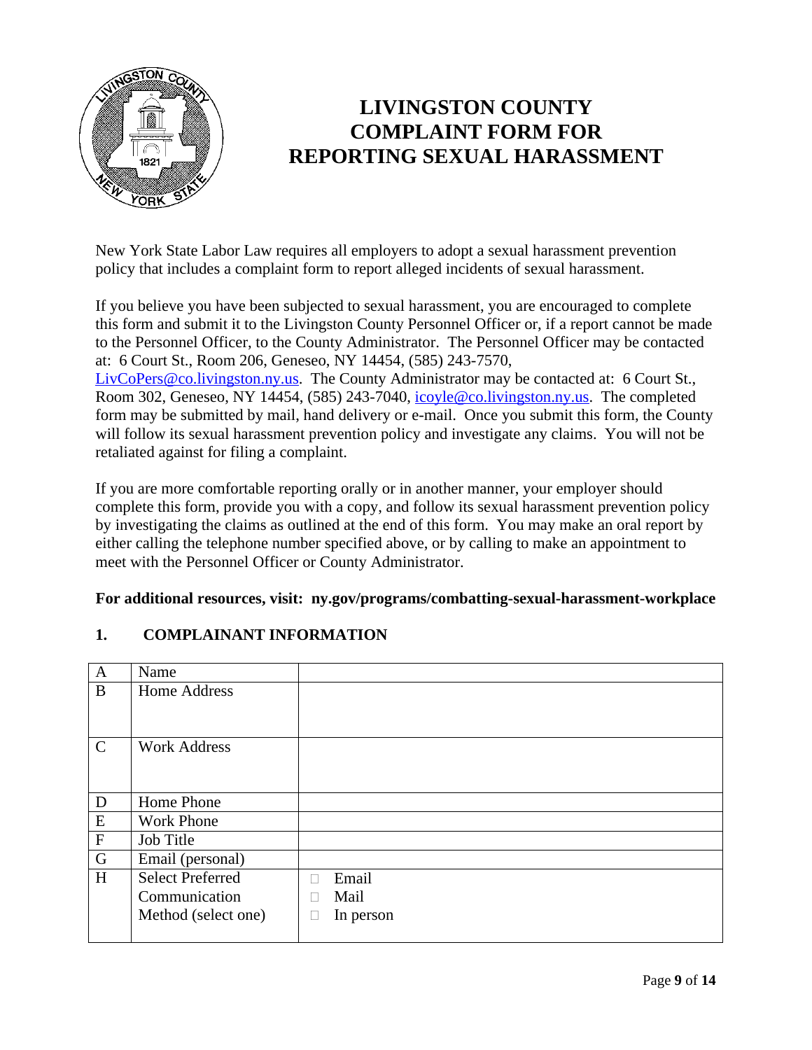# LIVINGSTON COUNTY COMPLAINT FORM FOR REPORTING SEXUAL HARASSMENT

New York State Labor Law requires all employers to adopt a sexual harassment prevention policy that includes a complaint form to report alleged incidents of sexual harassment.

If you believe you have been subjected to sexual harassment, you are encouraged to complete this form and submit it to the Livingston County Personnel Officer or, if a report cannot be made to the Personnel Officer, to the County Administrator. The Personnel Officer may be contacted at: 6 Court St., Room 206, Geneseo, NY 14454, (585) 243-7570, LivCoPers@co.livingston.ny.us. The County Administrator may be contacted at: 6 Court St., Room 302, Geneseo, NY 14454, (585) 243-7040, icoyle@co.livingston.ny.us. The completed form may be submitted by mail, hand delivery or e-mail. Once you submit this form, the County will follow its sexual harassment prevention policy and investigate any claims. You will not be retaliated against for filing a complaint.

If you are more comfortable reporting orally or in another manner, your employer should complete this form, provide you with a copy, and follow its sexual harassment prevention policy by investigating the claims as outlined at the end of this form. You may make an oral report by either calling the telephone number specified above, or by calling to make an appointment to meet with the Personnel Officer or County Administrator.

**For additional resources, visit: ny.gov/programs/combatting-sexual-harassment-workplace**

## 1. COMPLAINANT INFORMATION

| | | |
|---|---|---|
| A | Name | |
| B | Home Address | |
| C | Work Address | |
| D | Home Phone | |
| E | Work Phone | |
| F | Job Title | |
| G | Email (personal) | |
| H | Select Preferred Communication Method (select one) | ☐ Email<br>☐ Mail<br>☐ In person |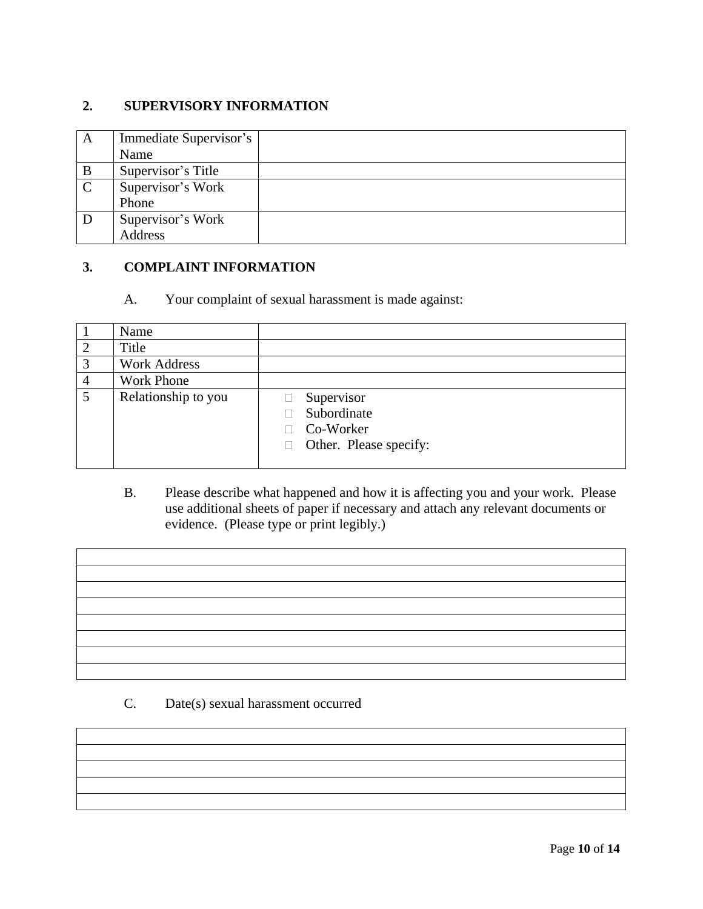## 2. SUPERVISORY INFORMATION

| | | |
|---|---|---|
| A | Immediate Supervisor's Name | |
| B | Supervisor's Title | |
| C | Supervisor's Work Phone | |
| D | Supervisor's Work Address | |

## 3. COMPLAINT INFORMATION

A. Your complaint of sexual harassment is made against:

| | | |
|---|---|---|
| 1 | Name | |
| 2 | Title | |
| 3 | Work Address | |
| 4 | Work Phone | |
| 5 | Relationship to you | ☐ Supervisor<br>☐ Subordinate<br>☐ Co-Worker<br>☐ Other. Please specify: |

B. Please describe what happened and how it is affecting you and your work. Please use additional sheets of paper if necessary and attach any relevant documents or evidence. (Please type or print legibly.)

| |
|---|
| |
| |
| |
| |
| |
| |
| |
| |

C. Date(s) sexual harassment occurred

| |
|---|
| |
| |
| |
| |
| |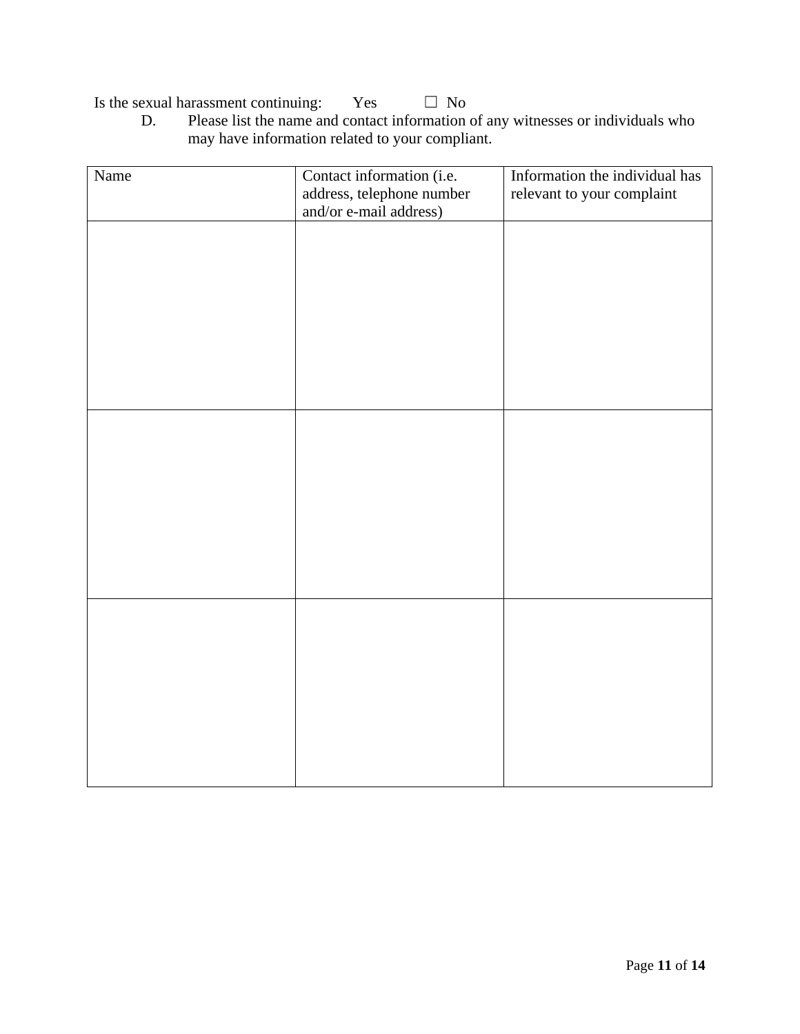Is the sexual harassment continuing: Yes ☐ No

D. Please list the name and contact information of any witnesses or individuals who may have information related to your compliant.

| Name | Contact information (i.e. address, telephone number and/or e-mail address) | Information the individual has relevant to your complaint |
|---|---|---|
| | | |
| | | |
| | | |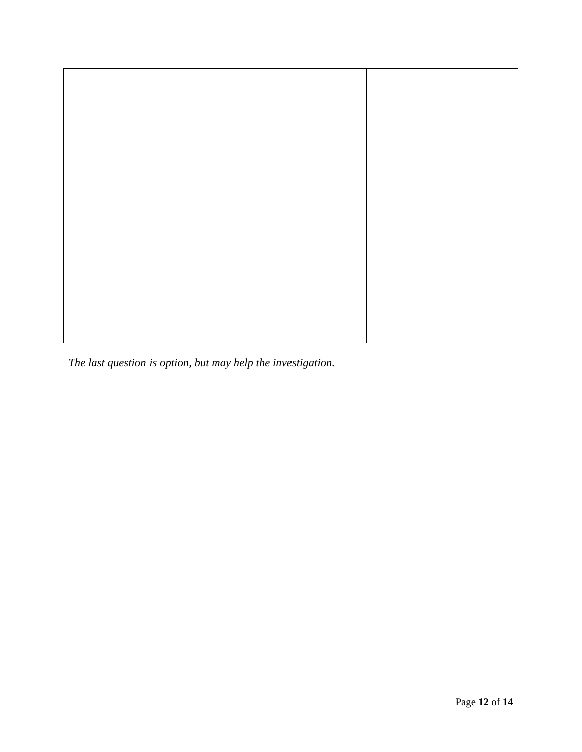| | | |
|---|---|---|
| | | |
| | | |

*The last question is option, but may help the investigation.*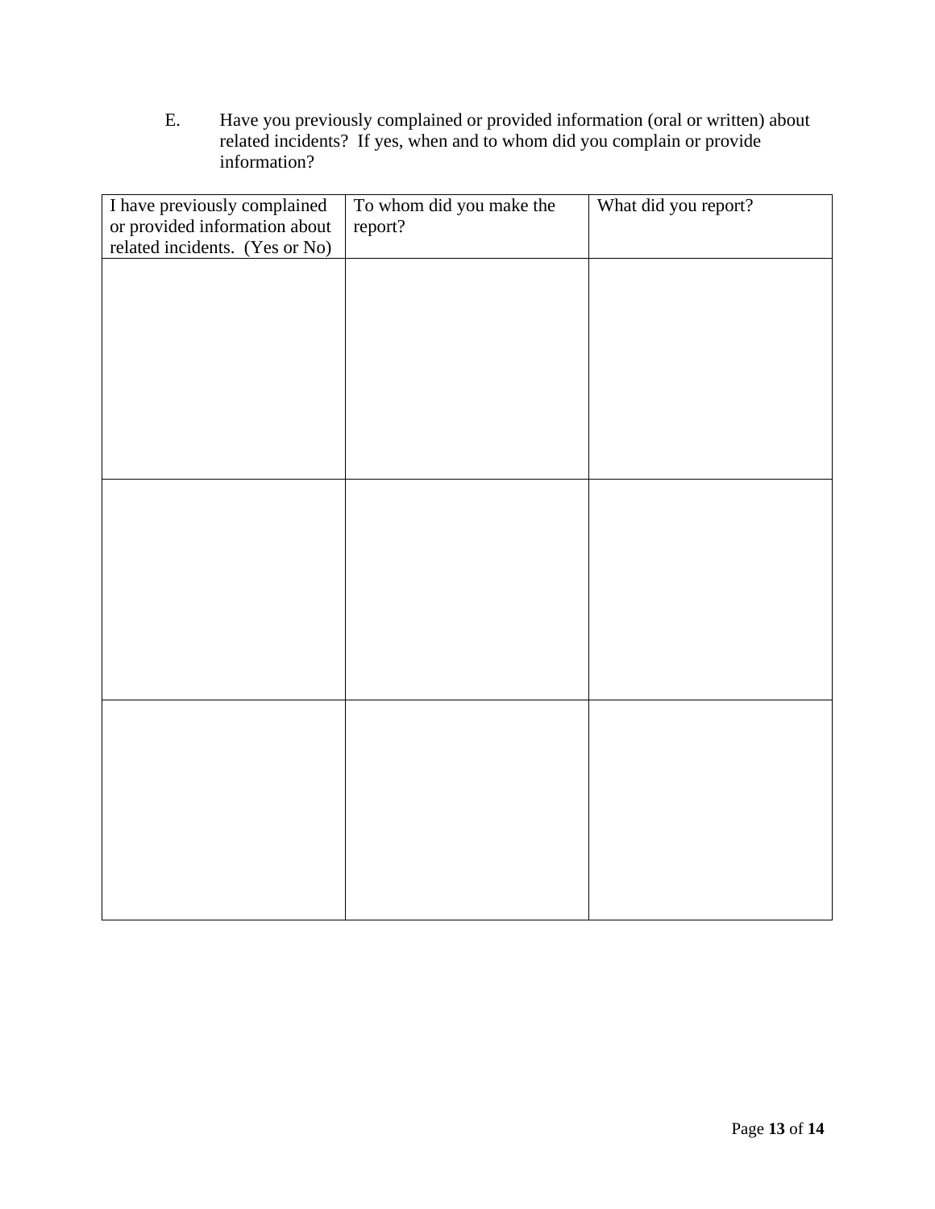E. Have you previously complained or provided information (oral or written) about related incidents? If yes, when and to whom did you complain or provide information?

| I have previously complained or provided information about related incidents. (Yes or No) | To whom did you make the report? | What did you report? |
|---|---|---|
| | | |
| | | |
| | | |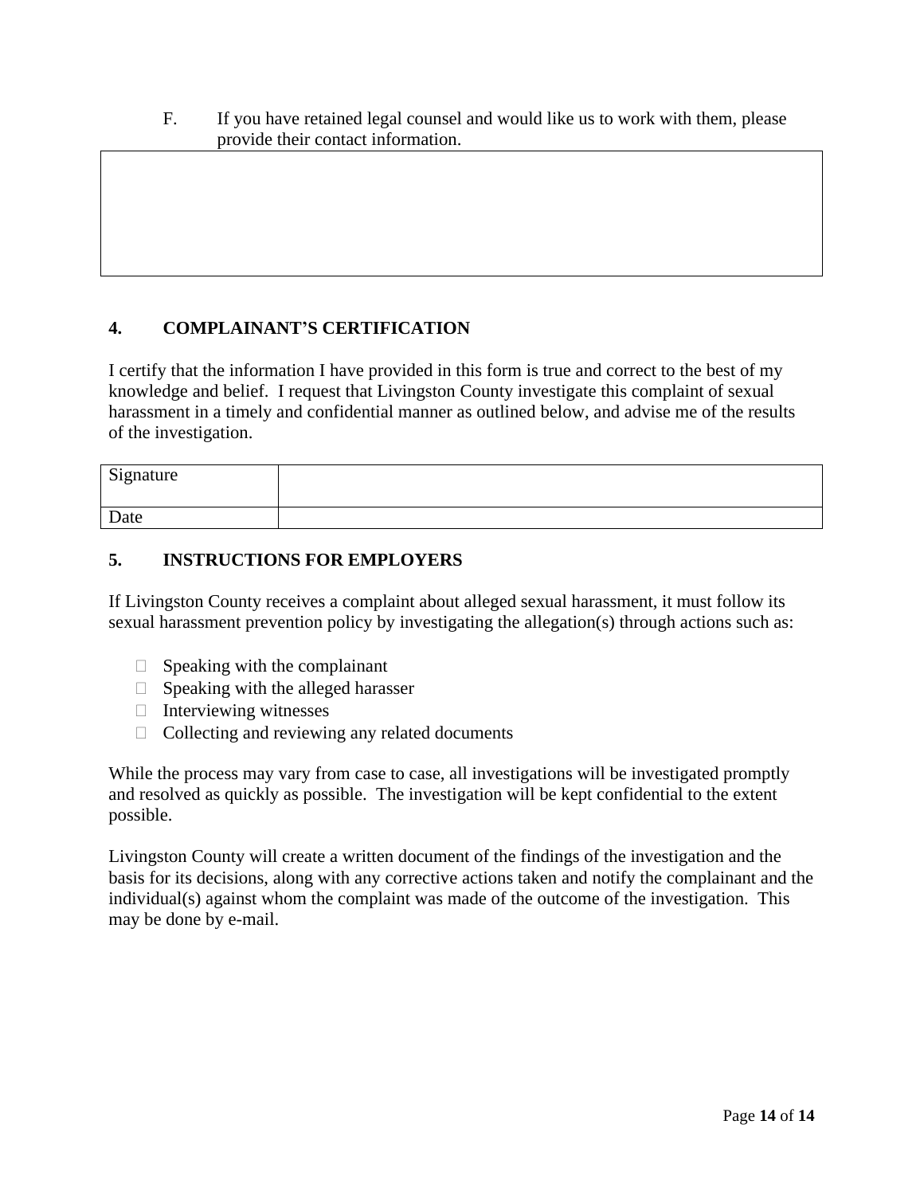F. If you have retained legal counsel and would like us to work with them, please provide their contact information.

| |
|---|
| |

## 4. COMPLAINANT'S CERTIFICATION

I certify that the information I have provided in this form is true and correct to the best of my knowledge and belief. I request that Livingston County investigate this complaint of sexual harassment in a timely and confidential manner as outlined below, and advise me of the results of the investigation.

| | |
|---|---|
| Signature | |
| Date | |

## 5. INSTRUCTIONS FOR EMPLOYERS

If Livingston County receives a complaint about alleged sexual harassment, it must follow its sexual harassment prevention policy by investigating the allegation(s) through actions such as:

- Speaking with the complainant
- Speaking with the alleged harasser
- Interviewing witnesses
- Collecting and reviewing any related documents

While the process may vary from case to case, all investigations will be investigated promptly and resolved as quickly as possible. The investigation will be kept confidential to the extent possible.

Livingston County will create a written document of the findings of the investigation and the basis for its decisions, along with any corrective actions taken and notify the complainant and the individual(s) against whom the complaint was made of the outcome of the investigation. This may be done by e-mail.